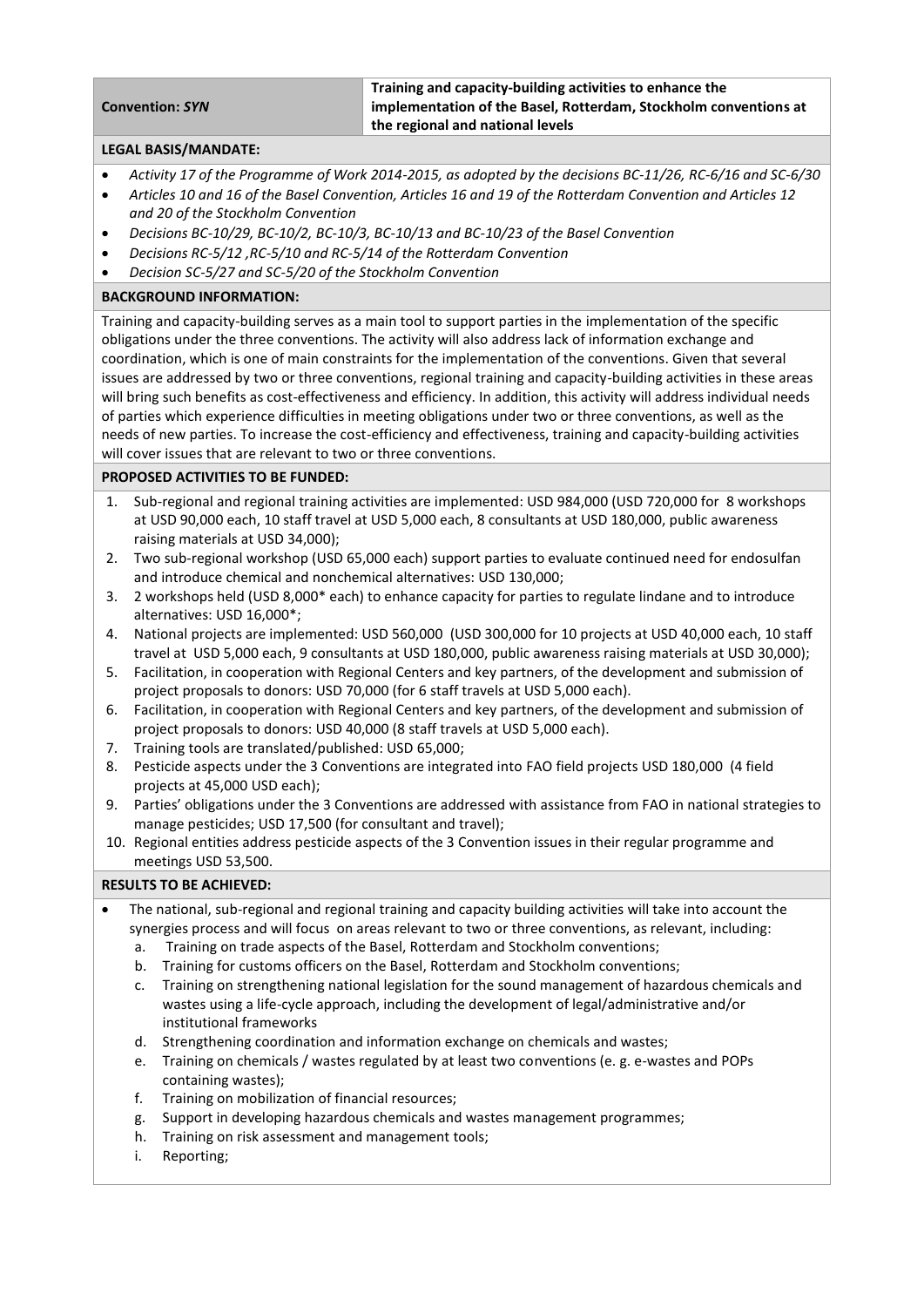| **Convention:** ***SYN*** | **Training and capacity-building activities to enhance the implementation of the Basel, Rotterdam, Stockholm conventions at the regional and national levels** |
|---|---|

**LEGAL BASIS/MANDATE:**

- *Activity 17 of the Programme of Work 2014-2015, as adopted by the decisions BC-11/26, RC-6/16 and SC-6/30*
- *Articles 10 and 16 of the Basel Convention, Articles 16 and 19 of the Rotterdam Convention and Articles 12 and 20 of the Stockholm Convention*
- *Decisions BC-10/29, BC-10/2, BC-10/3, BC-10/13 and BC-10/23 of the Basel Convention*
- *Decisions RC-5/12 ,RC-5/10 and RC-5/14 of the Rotterdam Convention*
- *Decision SC-5/27 and SC-5/20 of the Stockholm Convention*

**BACKGROUND INFORMATION:**

Training and capacity-building serves as a main tool to support parties in the implementation of the specific obligations under the three conventions. The activity will also address lack of information exchange and coordination, which is one of main constraints for the implementation of the conventions. Given that several issues are addressed by two or three conventions, regional training and capacity-building activities in these areas will bring such benefits as cost-effectiveness and efficiency. In addition, this activity will address individual needs of parties which experience difficulties in meeting obligations under two or three conventions, as well as the needs of new parties. To increase the cost-efficiency and effectiveness, training and capacity-building activities will cover issues that are relevant to two or three conventions.

**PROPOSED ACTIVITIES TO BE FUNDED:**

1. Sub-regional and regional training activities are implemented: USD 984,000 (USD 720,000 for 8 workshops at USD 90,000 each, 10 staff travel at USD 5,000 each, 8 consultants at USD 180,000, public awareness raising materials at USD 34,000);
2. Two sub-regional workshop (USD 65,000 each) support parties to evaluate continued need for endosulfan and introduce chemical and nonchemical alternatives: USD 130,000;
3. 2 workshops held (USD 8,000* each) to enhance capacity for parties to regulate lindane and to introduce alternatives: USD 16,000*;
4. National projects are implemented: USD 560,000 (USD 300,000 for 10 projects at USD 40,000 each, 10 staff travel at USD 5,000 each, 9 consultants at USD 180,000, public awareness raising materials at USD 30,000);
5. Facilitation, in cooperation with Regional Centers and key partners, of the development and submission of project proposals to donors: USD 70,000 (for 6 staff travels at USD 5,000 each).
6. Facilitation, in cooperation with Regional Centers and key partners, of the development and submission of project proposals to donors: USD 40,000 (8 staff travels at USD 5,000 each).
7. Training tools are translated/published: USD 65,000;
8. Pesticide aspects under the 3 Conventions are integrated into FAO field projects USD 180,000 (4 field projects at 45,000 USD each);
9. Parties' obligations under the 3 Conventions are addressed with assistance from FAO in national strategies to manage pesticides; USD 17,500 (for consultant and travel);
10. Regional entities address pesticide aspects of the 3 Convention issues in their regular programme and meetings USD 53,500.

**RESULTS TO BE ACHIEVED:**

- The national, sub-regional and regional training and capacity building activities will take into account the synergies process and will focus on areas relevant to two or three conventions, as relevant, including:
    a. Training on trade aspects of the Basel, Rotterdam and Stockholm conventions;
    b. Training for customs officers on the Basel, Rotterdam and Stockholm conventions;
    c. Training on strengthening national legislation for the sound management of hazardous chemicals and wastes using a life-cycle approach, including the development of legal/administrative and/or institutional frameworks
    d. Strengthening coordination and information exchange on chemicals and wastes;
    e. Training on chemicals / wastes regulated by at least two conventions (e. g. e-wastes and POPs containing wastes);
    f. Training on mobilization of financial resources;
    g. Support in developing hazardous chemicals and wastes management programmes;
    h. Training on risk assessment and management tools;
    i. Reporting;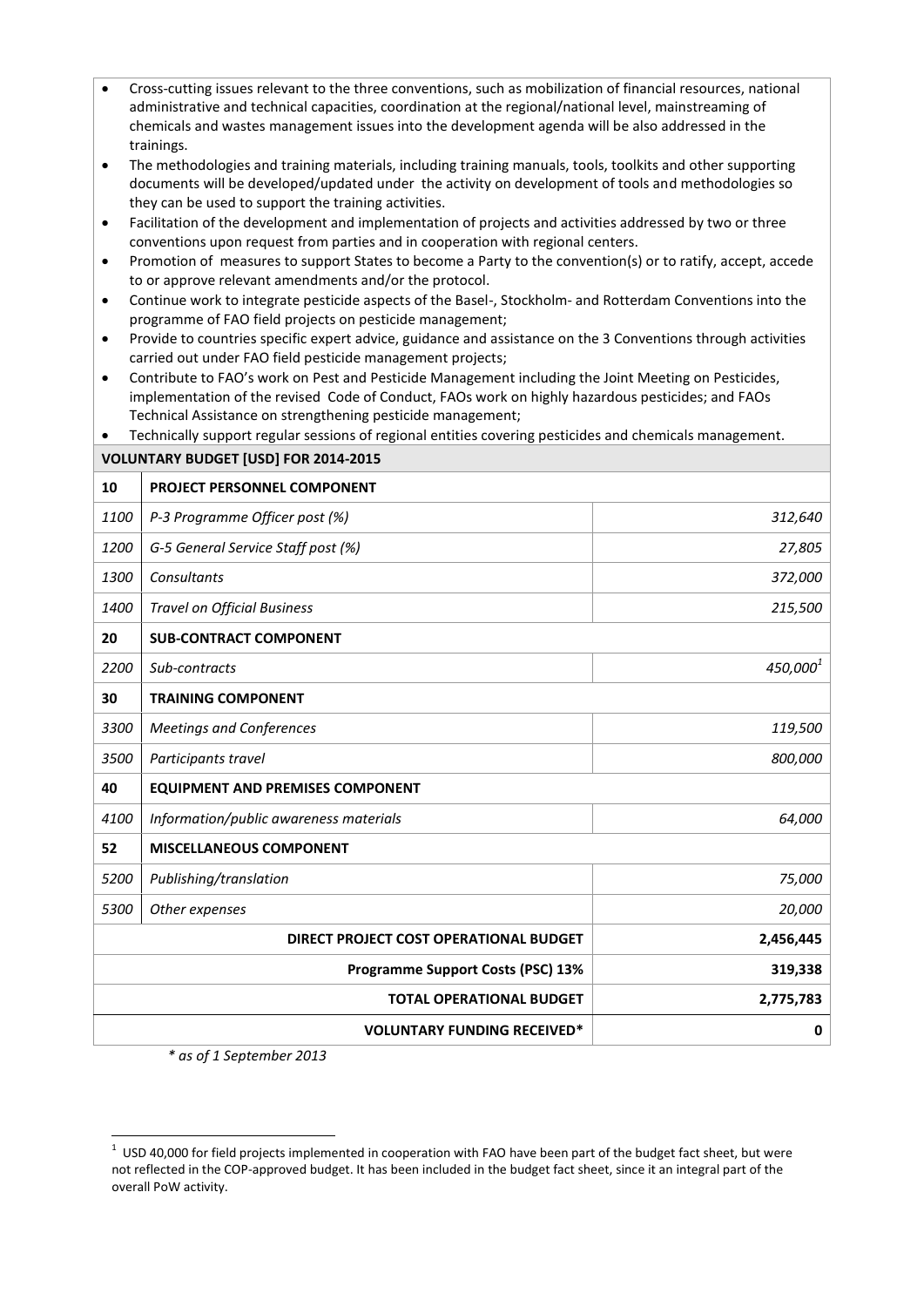- Cross-cutting issues relevant to the three conventions, such as mobilization of financial resources, national administrative and technical capacities, coordination at the regional/national level, mainstreaming of chemicals and wastes management issues into the development agenda will be also addressed in the trainings.
- The methodologies and training materials, including training manuals, tools, toolkits and other supporting documents will be developed/updated under the activity on development of tools and methodologies so they can be used to support the training activities.
- Facilitation of the development and implementation of projects and activities addressed by two or three conventions upon request from parties and in cooperation with regional centers.
- Promotion of measures to support States to become a Party to the convention(s) or to ratify, accept, accede to or approve relevant amendments and/or the protocol.
- Continue work to integrate pesticide aspects of the Basel-, Stockholm- and Rotterdam Conventions into the programme of FAO field projects on pesticide management;
- Provide to countries specific expert advice, guidance and assistance on the 3 Conventions through activities carried out under FAO field pesticide management projects;
- Contribute to FAO's work on Pest and Pesticide Management including the Joint Meeting on Pesticides, implementation of the revised Code of Conduct, FAOs work on highly hazardous pesticides; and FAOs Technical Assistance on strengthening pesticide management;
- Technically support regular sessions of regional entities covering pesticides and chemicals management.

| **VOLUNTARY BUDGET [USD] FOR 2014-2015** | | |
|---|---|---|
| **10** | **PROJECT PERSONNEL COMPONENT** | |
| *1100* | *P-3 Programme Officer post (%)* | *312,640* |
| *1200* | *G-5 General Service Staff post (%)* | *27,805* |
| *1300* | *Consultants* | *372,000* |
| *1400* | *Travel on Official Business* | *215,500* |
| **20** | **SUB-CONTRACT COMPONENT** | |
| *2200* | *Sub-contracts* | *450,000*[1] |
| **30** | **TRAINING COMPONENT** | |
| *3300* | *Meetings and Conferences* | *119,500* |
| *3500* | *Participants travel* | *800,000* |
| **40** | **EQUIPMENT AND PREMISES COMPONENT** | |
| *4100* | *Information/public awareness materials* | *64,000* |
| **52** | **MISCELLANEOUS COMPONENT** | |
| *5200* | *Publishing/translation* | *75,000* |
| *5300* | *Other expenses* | *20,000* |
| | **DIRECT PROJECT COST OPERATIONAL BUDGET** | **2,456,445** |
| | **Programme Support Costs (PSC) 13%** | **319,338** |
| | **TOTAL OPERATIONAL BUDGET** | **2,775,783** |
| | **VOLUNTARY FUNDING RECEIVED*** | **0** |

*\* as of 1 September 2013*

[1] USD 40,000 for field projects implemented in cooperation with FAO have been part of the budget fact sheet, but were not reflected in the COP-approved budget. It has been included in the budget fact sheet, since it an integral part of the overall PoW activity.